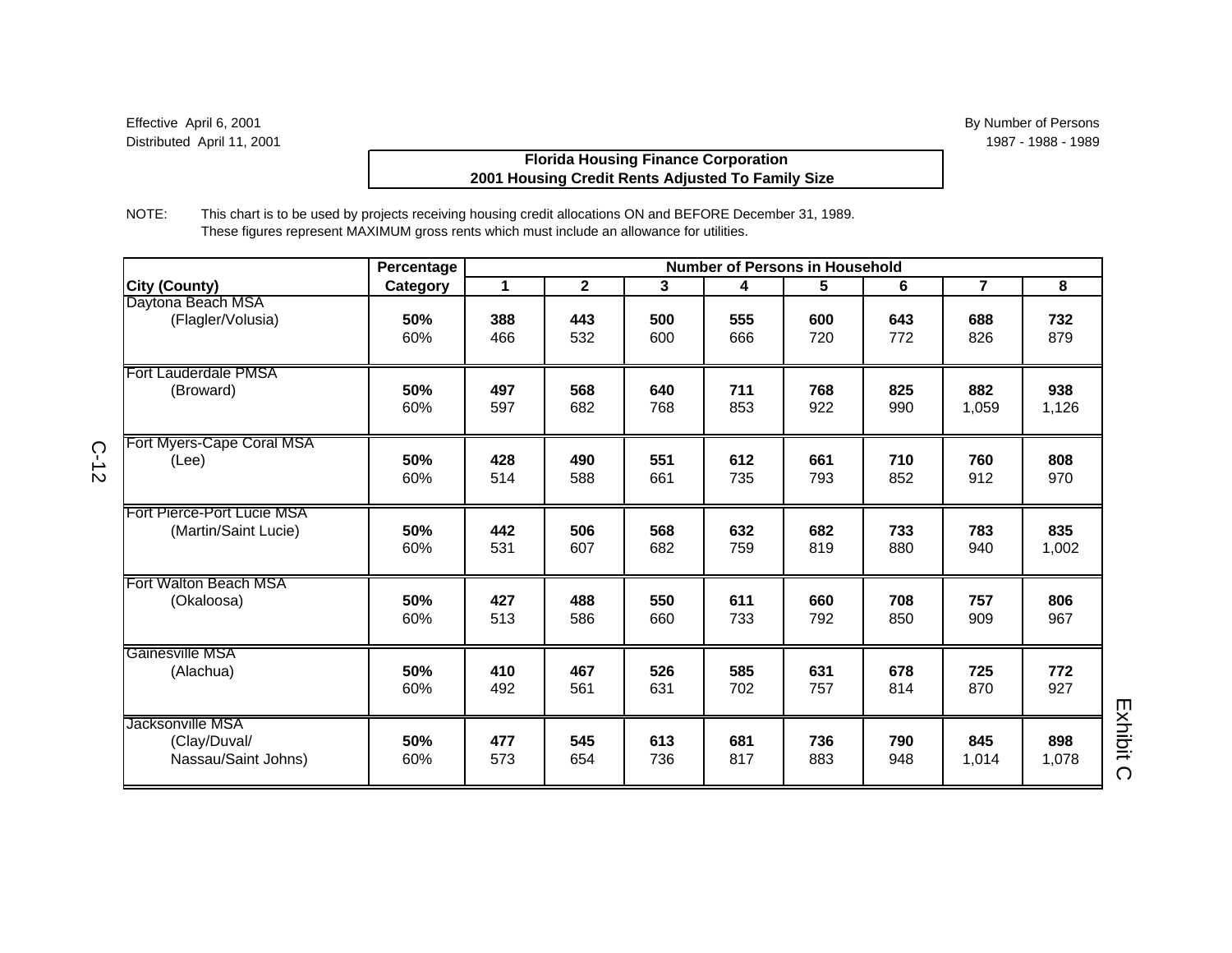Effective April 6, 2001
Distributed April 11, 2001

By Number of Persons
1987 - 1988 - 1989

**Florida Housing Finance Corporation**
**2001 Housing Credit Rents Adjusted To Family Size**

NOTE: This chart is to be used by projects receiving housing credit allocations ON and BEFORE December 31, 1989. These figures represent MAXIMUM gross rents which must include an allowance for utilities.

| City (County) | Percentage Category | Number of Persons in Household 1 | 2 | 3 | 4 | 5 | 6 | 7 | 8 |
|---|---|---|---|---|---|---|---|---|---|
| Daytona Beach MSA (Flagler/Volusia) | **50%** | **388** | **443** | **500** | **555** | **600** | **643** | **688** | **732** |
| | 60% | 466 | 532 | 600 | 666 | 720 | 772 | 826 | 879 |
| Fort Lauderdale PMSA (Broward) | **50%** | **497** | **568** | **640** | **711** | **768** | **825** | **882** | **938** |
| | 60% | 597 | 682 | 768 | 853 | 922 | 990 | 1,059 | 1,126 |
| Fort Myers-Cape Coral MSA (Lee) | **50%** | **428** | **490** | **551** | **612** | **661** | **710** | **760** | **808** |
| | 60% | 514 | 588 | 661 | 735 | 793 | 852 | 912 | 970 |
| Fort Pierce-Port Lucie MSA (Martin/Saint Lucie) | **50%** | **442** | **506** | **568** | **632** | **682** | **733** | **783** | **835** |
| | 60% | 531 | 607 | 682 | 759 | 819 | 880 | 940 | 1,002 |
| Fort Walton Beach MSA (Okaloosa) | **50%** | **427** | **488** | **550** | **611** | **660** | **708** | **757** | **806** |
| | 60% | 513 | 586 | 660 | 733 | 792 | 850 | 909 | 967 |
| Gainesville MSA (Alachua) | **50%** | **410** | **467** | **526** | **585** | **631** | **678** | **725** | **772** |
| | 60% | 492 | 561 | 631 | 702 | 757 | 814 | 870 | 927 |
| Jacksonville MSA (Clay/Duval/ Nassau/Saint Johns) | **50%** | **477** | **545** | **613** | **681** | **736** | **790** | **845** | **898** |
| | 60% | 573 | 654 | 736 | 817 | 883 | 948 | 1,014 | 1,078 |

Exhibit C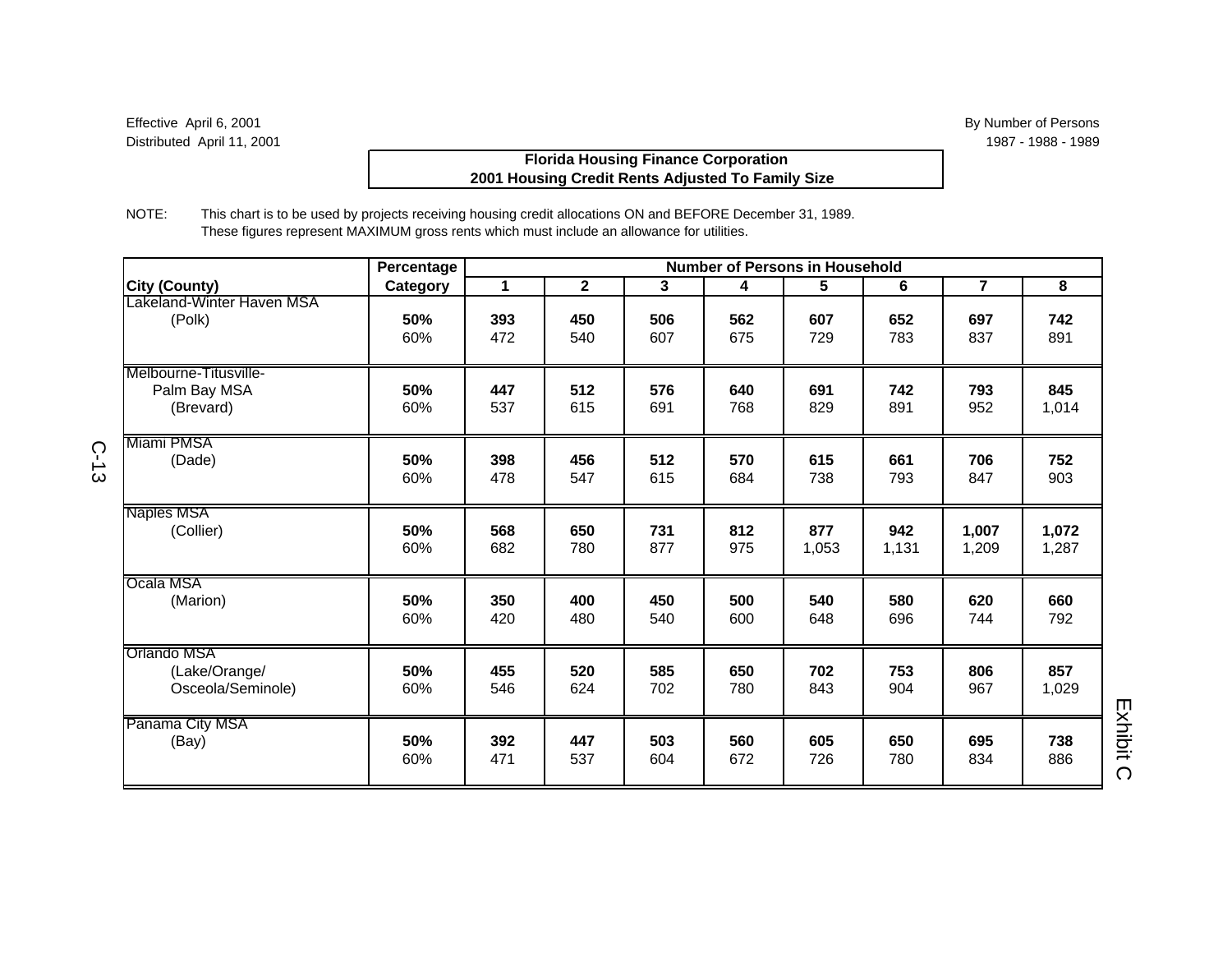Effective April 6, 2001
Distributed April 11, 2001

By Number of Persons
1987 - 1988 - 1989

**Florida Housing Finance Corporation**
**2001 Housing Credit Rents Adjusted To Family Size**

NOTE: This chart is to be used by projects receiving housing credit allocations ON and BEFORE December 31, 1989.
These figures represent MAXIMUM gross rents which must include an allowance for utilities.

| City (County) | Percentage Category | Number of Persons in Household: 1 | 2 | 3 | 4 | 5 | 6 | 7 | 8 |
|---|---|---|---|---|---|---|---|---|---|
| Lakeland-Winter Haven MSA (Polk) | **50%** | **393** | **450** | **506** | **562** | **607** | **652** | **697** | **742** |
| | 60% | 472 | 540 | 607 | 675 | 729 | 783 | 837 | 891 |
| Melbourne-Titusville-Palm Bay MSA (Brevard) | **50%** | **447** | **512** | **576** | **640** | **691** | **742** | **793** | **845** |
| | 60% | 537 | 615 | 691 | 768 | 829 | 891 | 952 | 1,014 |
| Miami PMSA (Dade) | **50%** | **398** | **456** | **512** | **570** | **615** | **661** | **706** | **752** |
| | 60% | 478 | 547 | 615 | 684 | 738 | 793 | 847 | 903 |
| Naples MSA (Collier) | **50%** | **568** | **650** | **731** | **812** | **877** | **942** | **1,007** | **1,072** |
| | 60% | 682 | 780 | 877 | 975 | 1,053 | 1,131 | 1,209 | 1,287 |
| Ocala MSA (Marion) | **50%** | **350** | **400** | **450** | **500** | **540** | **580** | **620** | **660** |
| | 60% | 420 | 480 | 540 | 600 | 648 | 696 | 744 | 792 |
| Orlando MSA (Lake/Orange/Osceola/Seminole) | **50%** | **455** | **520** | **585** | **650** | **702** | **753** | **806** | **857** |
| | 60% | 546 | 624 | 702 | 780 | 843 | 904 | 967 | 1,029 |
| Panama City MSA (Bay) | **50%** | **392** | **447** | **503** | **560** | **605** | **650** | **695** | **738** |
| | 60% | 471 | 537 | 604 | 672 | 726 | 780 | 834 | 886 |

Exhibit C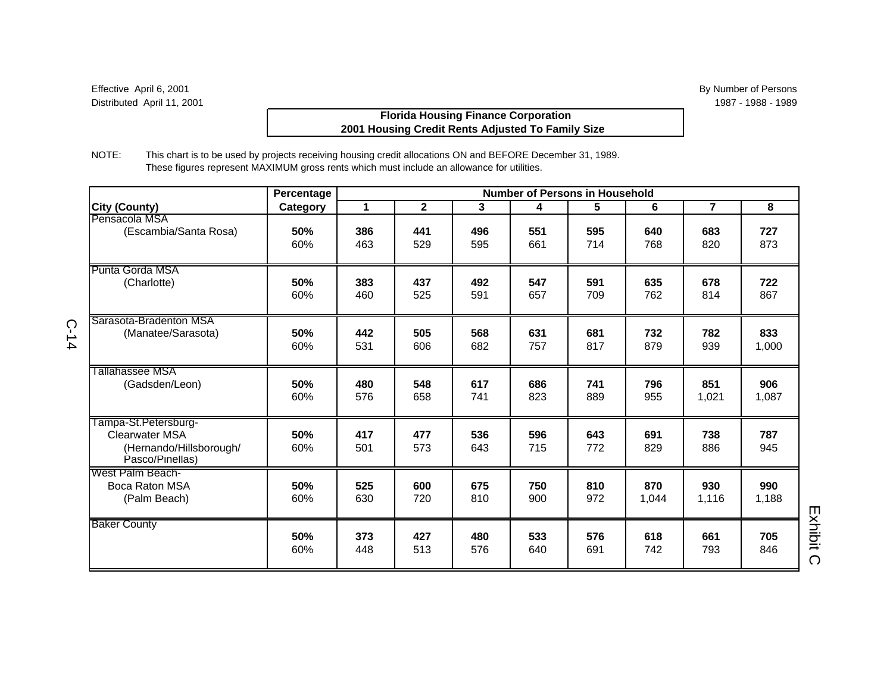Effective April 6, 2001
Distributed April 11, 2001

By Number of Persons
1987 - 1988 - 1989

**Florida Housing Finance Corporation**
**2001 Housing Credit Rents Adjusted To Family Size**

NOTE: This chart is to be used by projects receiving housing credit allocations ON and BEFORE December 31, 1989.
These figures represent MAXIMUM gross rents which must include an allowance for utilities.

| City (County) | Percentage Category | Number of Persons in Household 1 | 2 | 3 | 4 | 5 | 6 | 7 | 8 |
|---|---|---|---|---|---|---|---|---|---|
| Pensacola MSA (Escambia/Santa Rosa) | **50%** | **386** | **441** | **496** | **551** | **595** | **640** | **683** | **727** |
| | 60% | 463 | 529 | 595 | 661 | 714 | 768 | 820 | 873 |
| Punta Gorda MSA (Charlotte) | **50%** | **383** | **437** | **492** | **547** | **591** | **635** | **678** | **722** |
| | 60% | 460 | 525 | 591 | 657 | 709 | 762 | 814 | 867 |
| Sarasota-Bradenton MSA (Manatee/Sarasota) | **50%** | **442** | **505** | **568** | **631** | **681** | **732** | **782** | **833** |
| | 60% | 531 | 606 | 682 | 757 | 817 | 879 | 939 | 1,000 |
| Tallahassee MSA (Gadsden/Leon) | **50%** | **480** | **548** | **617** | **686** | **741** | **796** | **851** | **906** |
| | 60% | 576 | 658 | 741 | 823 | 889 | 955 | 1,021 | 1,087 |
| Tampa-St.Petersburg-Clearwater MSA (Hernando/Hillsborough/Pasco/Pinellas) | **50%** | **417** | **477** | **536** | **596** | **643** | **691** | **738** | **787** |
| | 60% | 501 | 573 | 643 | 715 | 772 | 829 | 886 | 945 |
| West Palm Beach-Boca Raton MSA (Palm Beach) | **50%** | **525** | **600** | **675** | **750** | **810** | **870** | **930** | **990** |
| | 60% | 630 | 720 | 810 | 900 | 972 | 1,044 | 1,116 | 1,188 |
| Baker County | **50%** | **373** | **427** | **480** | **533** | **576** | **618** | **661** | **705** |
| | 60% | 448 | 513 | 576 | 640 | 691 | 742 | 793 | 846 |

Exhibit C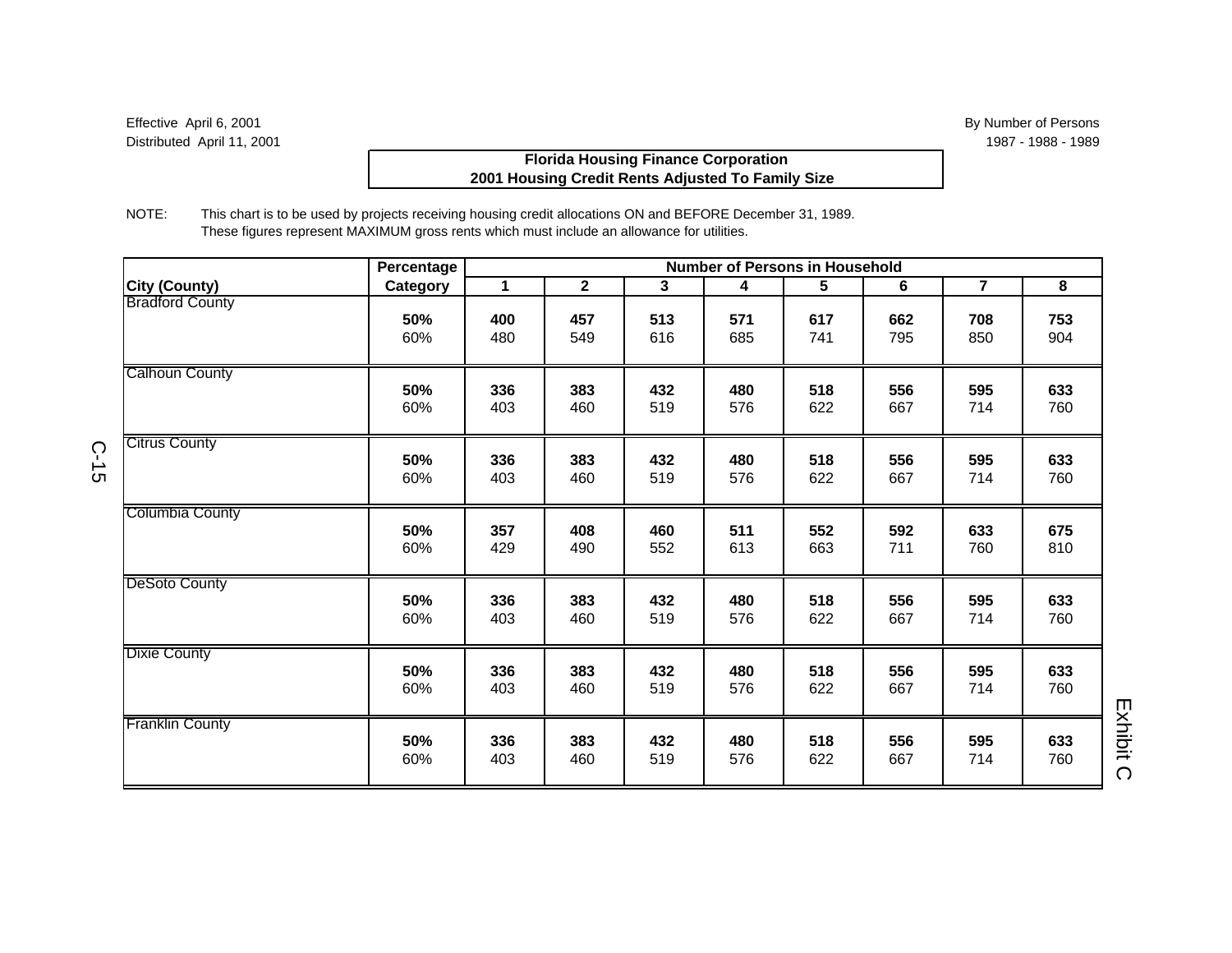Effective April 6, 2001
Distributed April 11, 2001

By Number of Persons
1987 - 1988 - 1989

**Florida Housing Finance Corporation**
**2001 Housing Credit Rents Adjusted To Family Size**

NOTE: This chart is to be used by projects receiving housing credit allocations ON and BEFORE December 31, 1989.
These figures represent MAXIMUM gross rents which must include an allowance for utilities.

| City (County) | Percentage Category | Number of Persons in Household 1 | 2 | 3 | 4 | 5 | 6 | 7 | 8 |
|---|---|---|---|---|---|---|---|---|---|
| Bradford County | **50%** | **400** | **457** | **513** | **571** | **617** | **662** | **708** | **753** |
| | 60% | 480 | 549 | 616 | 685 | 741 | 795 | 850 | 904 |
| Calhoun County | **50%** | **336** | **383** | **432** | **480** | **518** | **556** | **595** | **633** |
| | 60% | 403 | 460 | 519 | 576 | 622 | 667 | 714 | 760 |
| Citrus County | **50%** | **336** | **383** | **432** | **480** | **518** | **556** | **595** | **633** |
| | 60% | 403 | 460 | 519 | 576 | 622 | 667 | 714 | 760 |
| Columbia County | **50%** | **357** | **408** | **460** | **511** | **552** | **592** | **633** | **675** |
| | 60% | 429 | 490 | 552 | 613 | 663 | 711 | 760 | 810 |
| DeSoto County | **50%** | **336** | **383** | **432** | **480** | **518** | **556** | **595** | **633** |
| | 60% | 403 | 460 | 519 | 576 | 622 | 667 | 714 | 760 |
| Dixie County | **50%** | **336** | **383** | **432** | **480** | **518** | **556** | **595** | **633** |
| | 60% | 403 | 460 | 519 | 576 | 622 | 667 | 714 | 760 |
| Franklin County | **50%** | **336** | **383** | **432** | **480** | **518** | **556** | **595** | **633** |
| | 60% | 403 | 460 | 519 | 576 | 622 | 667 | 714 | 760 |

Exhibit C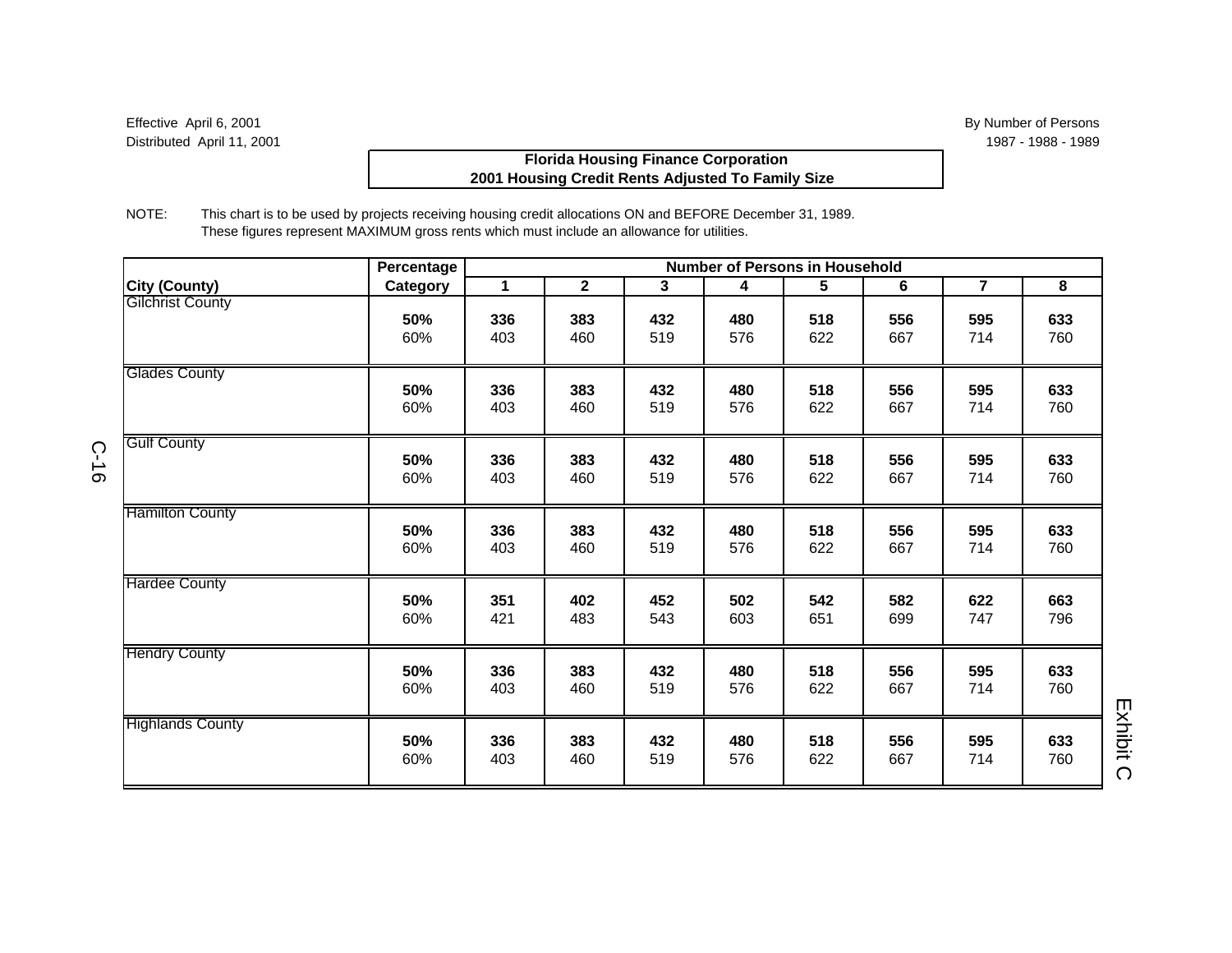Effective April 6, 2001
Distributed April 11, 2001

By Number of Persons
1987 - 1988 - 1989

**Florida Housing Finance Corporation**
**2001 Housing Credit Rents Adjusted To Family Size**

NOTE: This chart is to be used by projects receiving housing credit allocations ON and BEFORE December 31, 1989. These figures represent MAXIMUM gross rents which must include an allowance for utilities.

| City (County) | Percentage Category | Number of Persons in Household 1 | 2 | 3 | 4 | 5 | 6 | 7 | 8 |
|---|---|---|---|---|---|---|---|---|---|
| Gilchrist County | **50%** | **336** | **383** | **432** | **480** | **518** | **556** | **595** | **633** |
| | 60% | 403 | 460 | 519 | 576 | 622 | 667 | 714 | 760 |
| Glades County | **50%** | **336** | **383** | **432** | **480** | **518** | **556** | **595** | **633** |
| | 60% | 403 | 460 | 519 | 576 | 622 | 667 | 714 | 760 |
| Gulf County | **50%** | **336** | **383** | **432** | **480** | **518** | **556** | **595** | **633** |
| | 60% | 403 | 460 | 519 | 576 | 622 | 667 | 714 | 760 |
| Hamilton County | **50%** | **336** | **383** | **432** | **480** | **518** | **556** | **595** | **633** |
| | 60% | 403 | 460 | 519 | 576 | 622 | 667 | 714 | 760 |
| Hardee County | **50%** | **351** | **402** | **452** | **502** | **542** | **582** | **622** | **663** |
| | 60% | 421 | 483 | 543 | 603 | 651 | 699 | 747 | 796 |
| Hendry County | **50%** | **336** | **383** | **432** | **480** | **518** | **556** | **595** | **633** |
| | 60% | 403 | 460 | 519 | 576 | 622 | 667 | 714 | 760 |
| Highlands County | **50%** | **336** | **383** | **432** | **480** | **518** | **556** | **595** | **633** |
| | 60% | 403 | 460 | 519 | 576 | 622 | 667 | 714 | 760 |

Exhibit C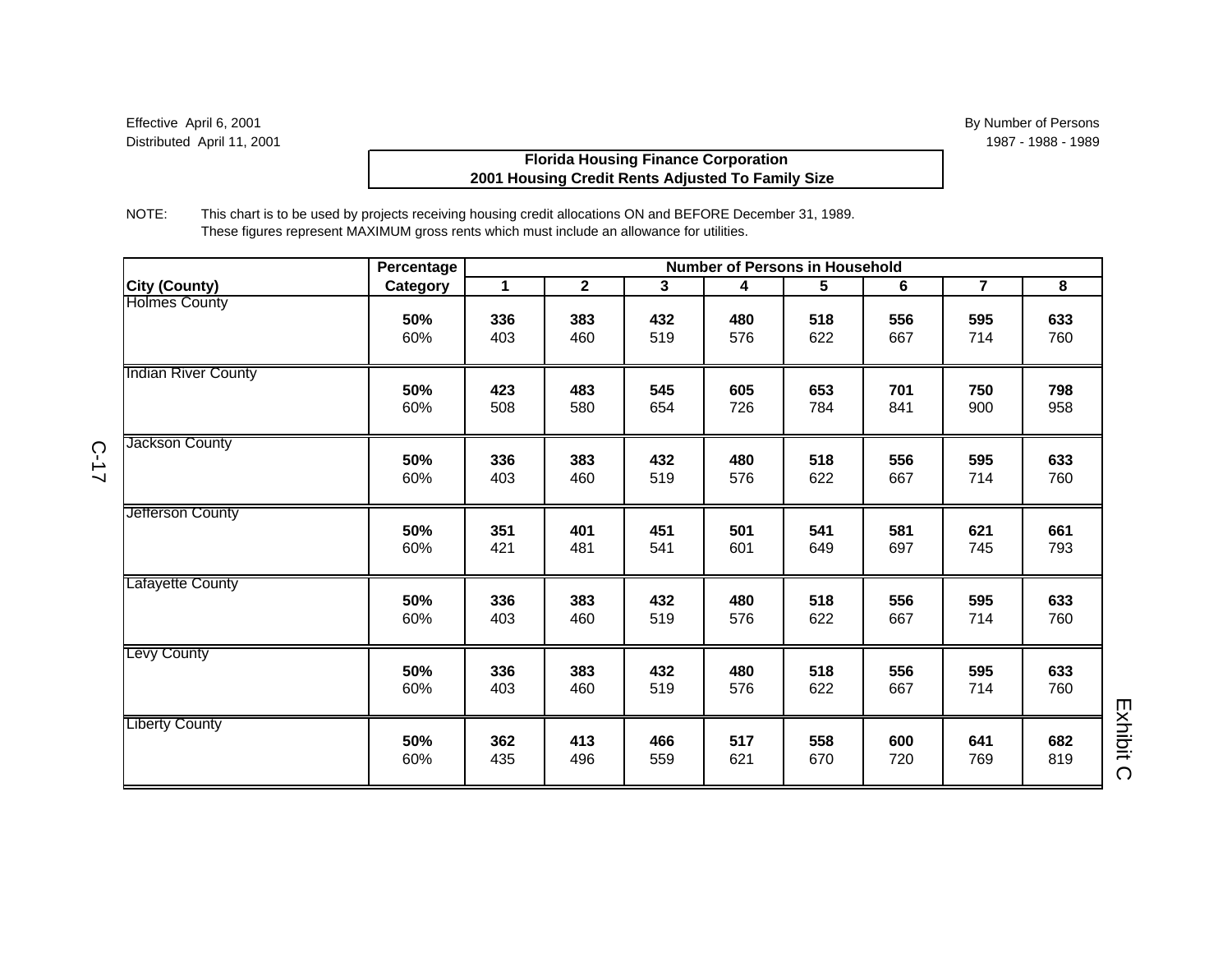Effective April 6, 2001
Distributed April 11, 2001

By Number of Persons
1987 - 1988 - 1989

**Florida Housing Finance Corporation**
**2001 Housing Credit Rents Adjusted To Family Size**

NOTE: This chart is to be used by projects receiving housing credit allocations ON and BEFORE December 31, 1989.
These figures represent MAXIMUM gross rents which must include an allowance for utilities.

| | Percentage | Number of Persons in Household | | | | | | | |
|---|---|---|---|---|---|---|---|---|---|
| **City (County)** | **Category** | **1** | **2** | **3** | **4** | **5** | **6** | **7** | **8** |
| Holmes County | **50%** | **336** | **383** | **432** | **480** | **518** | **556** | **595** | **633** |
| | 60% | 403 | 460 | 519 | 576 | 622 | 667 | 714 | 760 |
| Indian River County | **50%** | **423** | **483** | **545** | **605** | **653** | **701** | **750** | **798** |
| | 60% | 508 | 580 | 654 | 726 | 784 | 841 | 900 | 958 |
| Jackson County | **50%** | **336** | **383** | **432** | **480** | **518** | **556** | **595** | **633** |
| | 60% | 403 | 460 | 519 | 576 | 622 | 667 | 714 | 760 |
| Jefferson County | **50%** | **351** | **401** | **451** | **501** | **541** | **581** | **621** | **661** |
| | 60% | 421 | 481 | 541 | 601 | 649 | 697 | 745 | 793 |
| Lafayette County | **50%** | **336** | **383** | **432** | **480** | **518** | **556** | **595** | **633** |
| | 60% | 403 | 460 | 519 | 576 | 622 | 667 | 714 | 760 |
| Levy County | **50%** | **336** | **383** | **432** | **480** | **518** | **556** | **595** | **633** |
| | 60% | 403 | 460 | 519 | 576 | 622 | 667 | 714 | 760 |
| Liberty County | **50%** | **362** | **413** | **466** | **517** | **558** | **600** | **641** | **682** |
| | 60% | 435 | 496 | 559 | 621 | 670 | 720 | 769 | 819 |

Exhibit C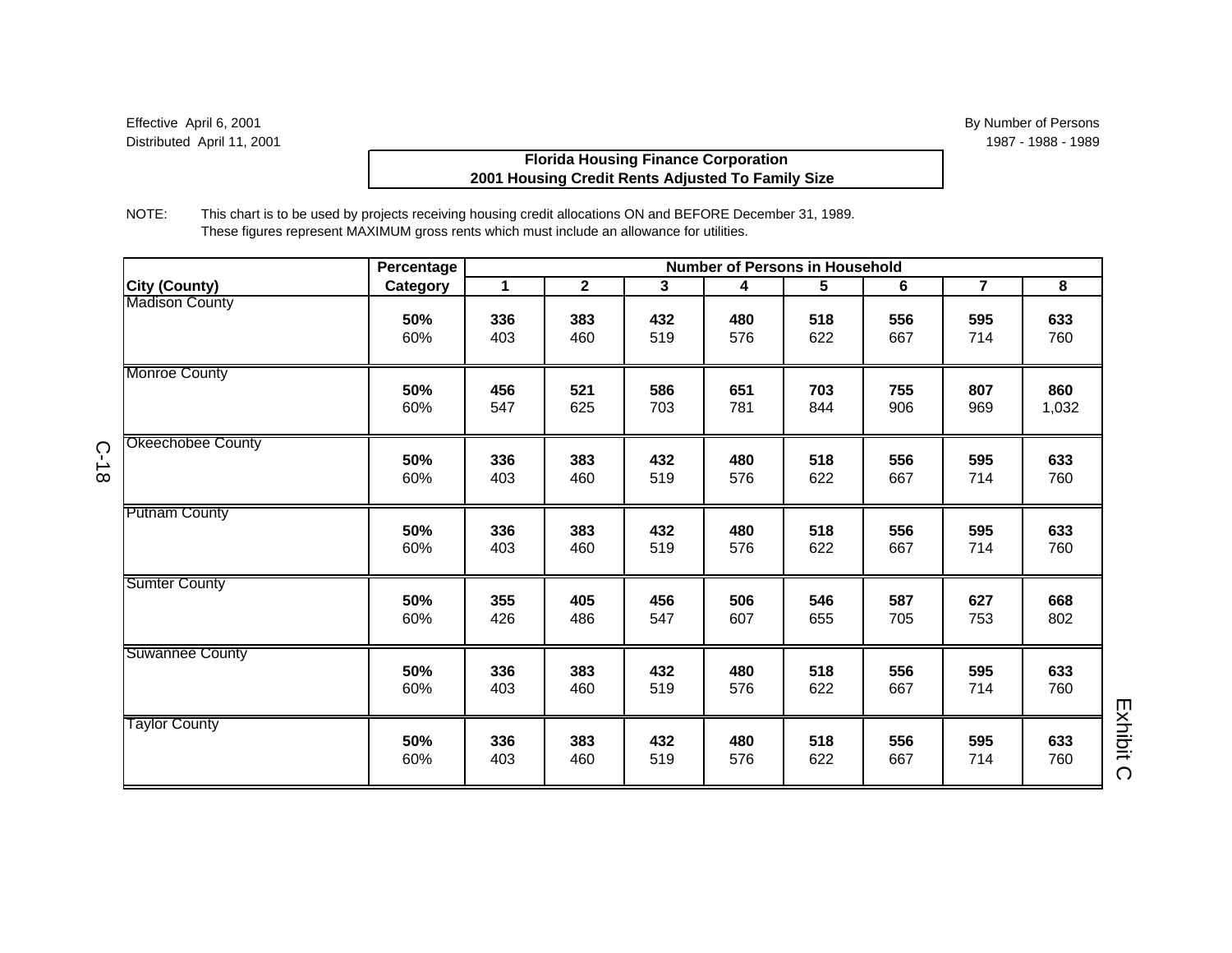Effective April 6, 2001
Distributed April 11, 2001

By Number of Persons
1987 - 1988 - 1989

## Florida Housing Finance Corporation
## 2001 Housing Credit Rents Adjusted To Family Size

NOTE: This chart is to be used by projects receiving housing credit allocations ON and BEFORE December 31, 1989.
These figures represent MAXIMUM gross rents which must include an allowance for utilities.

| City (County) | Percentage Category | Number of Persons in Household 1 | 2 | 3 | 4 | 5 | 6 | 7 | 8 |
|---|---|---|---|---|---|---|---|---|---|
| Madison County | **50%** | **336** | **383** | **432** | **480** | **518** | **556** | **595** | **633** |
| | 60% | 403 | 460 | 519 | 576 | 622 | 667 | 714 | 760 |
| Monroe County | **50%** | **456** | **521** | **586** | **651** | **703** | **755** | **807** | **860** |
| | 60% | 547 | 625 | 703 | 781 | 844 | 906 | 969 | 1,032 |
| Okeechobee County | **50%** | **336** | **383** | **432** | **480** | **518** | **556** | **595** | **633** |
| | 60% | 403 | 460 | 519 | 576 | 622 | 667 | 714 | 760 |
| Putnam County | **50%** | **336** | **383** | **432** | **480** | **518** | **556** | **595** | **633** |
| | 60% | 403 | 460 | 519 | 576 | 622 | 667 | 714 | 760 |
| Sumter County | **50%** | **355** | **405** | **456** | **506** | **546** | **587** | **627** | **668** |
| | 60% | 426 | 486 | 547 | 607 | 655 | 705 | 753 | 802 |
| Suwannee County | **50%** | **336** | **383** | **432** | **480** | **518** | **556** | **595** | **633** |
| | 60% | 403 | 460 | 519 | 576 | 622 | 667 | 714 | 760 |
| Taylor County | **50%** | **336** | **383** | **432** | **480** | **518** | **556** | **595** | **633** |
| | 60% | 403 | 460 | 519 | 576 | 622 | 667 | 714 | 760 |

Exhibit C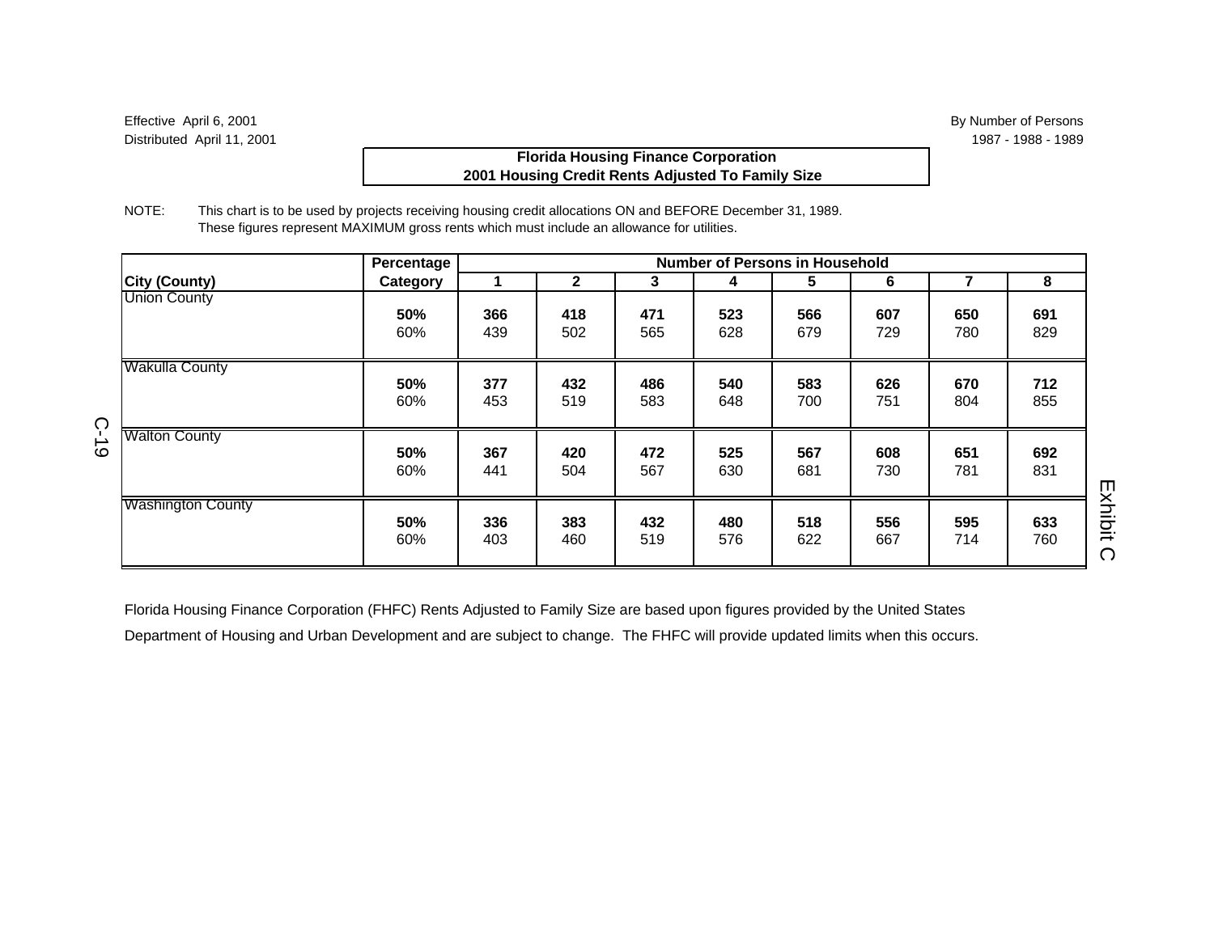Effective April 6, 2001
Distributed April 11, 2001

By Number of Persons
1987 - 1988 - 1989

**Florida Housing Finance Corporation**
**2001 Housing Credit Rents Adjusted To Family Size**

NOTE: This chart is to be used by projects receiving housing credit allocations ON and BEFORE December 31, 1989. These figures represent MAXIMUM gross rents which must include an allowance for utilities.

| | Percentage | Number of Persons in Household | | | | | | | |
|---|---|---|---|---|---|---|---|---|---|
| **City (County)** | **Category** | **1** | **2** | **3** | **4** | **5** | **6** | **7** | **8** |
| Union County | **50%** | **366** | **418** | **471** | **523** | **566** | **607** | **650** | **691** |
| | 60% | 439 | 502 | 565 | 628 | 679 | 729 | 780 | 829 |
| Wakulla County | **50%** | **377** | **432** | **486** | **540** | **583** | **626** | **670** | **712** |
| | 60% | 453 | 519 | 583 | 648 | 700 | 751 | 804 | 855 |
| Walton County | **50%** | **367** | **420** | **472** | **525** | **567** | **608** | **651** | **692** |
| | 60% | 441 | 504 | 567 | 630 | 681 | 730 | 781 | 831 |
| Washington County | **50%** | **336** | **383** | **432** | **480** | **518** | **556** | **595** | **633** |
| | 60% | 403 | 460 | 519 | 576 | 622 | 667 | 714 | 760 |

Florida Housing Finance Corporation (FHFC) Rents Adjusted to Family Size are based upon figures provided by the United States Department of Housing and Urban Development and are subject to change. The FHFC will provide updated limits when this occurs.

Exhibit C